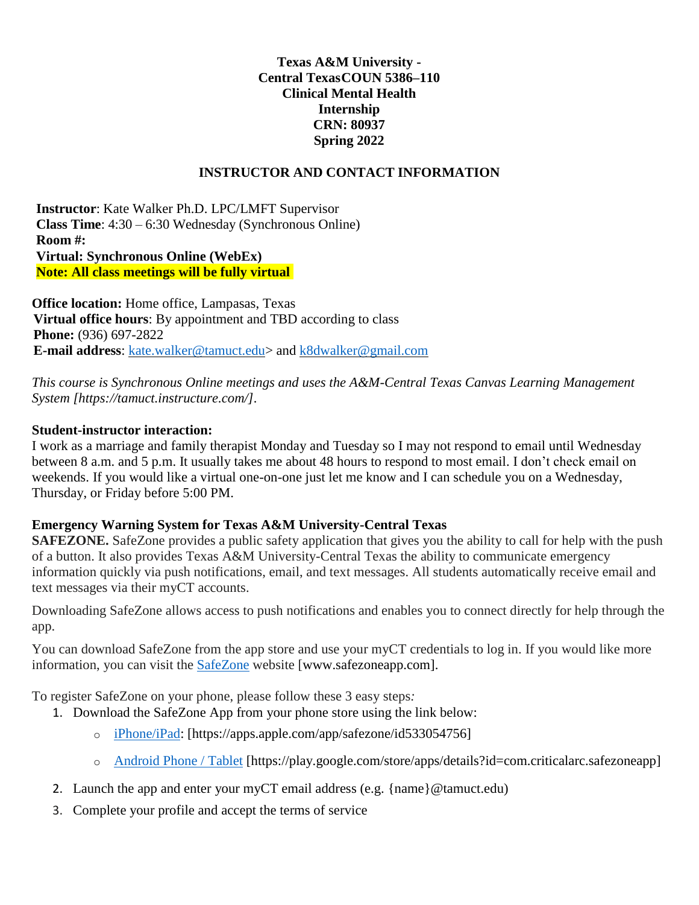**Texas A&M University - Central TexasCOUN 5386–110 Clinical Mental Health Internship CRN: 80937 Spring 2022**

## INSTRUCTOR AND CONTACT INFORMATION

**Instructor**: Kate Walker Ph.D. LPC/LMFT Supervisor
**Class Time**: 4:30 – 6:30 Wednesday (Synchronous Online)
**Room #:**
**Virtual: Synchronous Online (WebEx)**
**Note: All class meetings will be fully virtual**

**Office location:** Home office, Lampasas, Texas
**Virtual office hours**: By appointment and TBD according to class
**Phone:** (936) 697-2822
**E-mail address**: kate.walker@tamuct.edu> and k8dwalker@gmail.com

*This course is Synchronous Online meetings and uses the A&M-Central Texas Canvas Learning Management System [https://tamuct.instructure.com/].*

**Student-instructor interaction:**
I work as a marriage and family therapist Monday and Tuesday so I may not respond to email until Wednesday between 8 a.m. and 5 p.m. It usually takes me about 48 hours to respond to most email. I don't check email on weekends. If you would like a virtual one-on-one just let me know and I can schedule you on a Wednesday, Thursday, or Friday before 5:00 PM.

**Emergency Warning System for Texas A&M University-Central Texas**
**SAFEZONE.** SafeZone provides a public safety application that gives you the ability to call for help with the push of a button. It also provides Texas A&M University-Central Texas the ability to communicate emergency information quickly via push notifications, email, and text messages. All students automatically receive email and text messages via their myCT accounts.

Downloading SafeZone allows access to push notifications and enables you to connect directly for help through the app.

You can download SafeZone from the app store and use your myCT credentials to log in. If you would like more information, you can visit the SafeZone website [www.safezoneapp.com].

To register SafeZone on your phone, please follow these 3 easy steps*:*

1. Download the SafeZone App from your phone store using the link below:
   - iPhone/iPad: [https://apps.apple.com/app/safezone/id533054756]
   - Android Phone / Tablet [https://play.google.com/store/apps/details?id=com.criticalarc.safezoneapp]
2. Launch the app and enter your myCT email address (e.g. {name}@tamuct.edu)
3. Complete your profile and accept the terms of service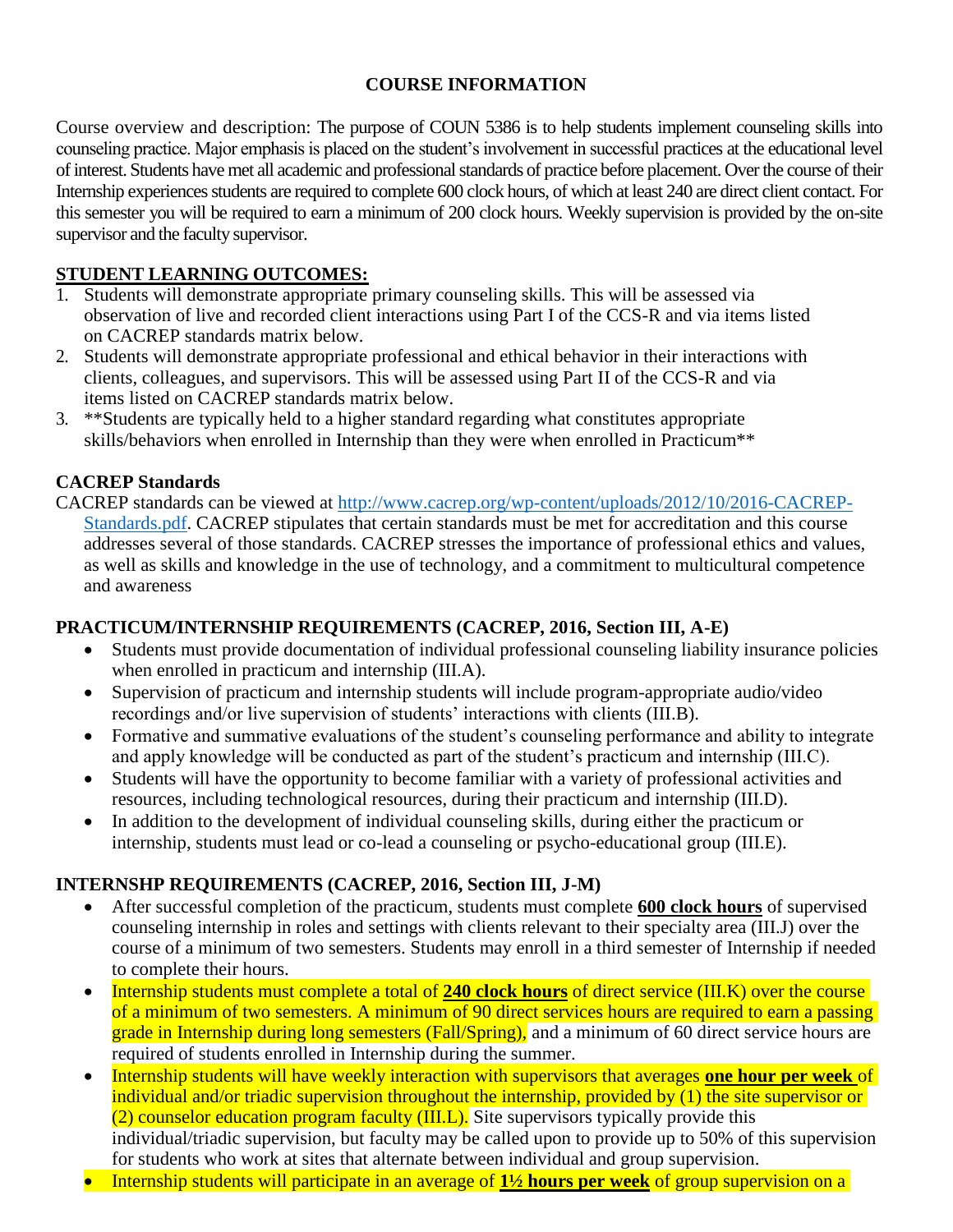**COURSE INFORMATION**

Course overview and description: The purpose of COUN 5386 is to help students implement counseling skills into counseling practice. Major emphasis is placed on the student's involvement in successful practices at the educational level of interest. Students have met all academic and professional standards of practice before placement. Over the course of their Internship experiences students are required to complete 600 clock hours, of which at least 240 are direct client contact. For this semester you will be required to earn a minimum of 200 clock hours. Weekly supervision is provided by the on-site supervisor and the faculty supervisor.

## STUDENT LEARNING OUTCOMES:

1. Students will demonstrate appropriate primary counseling skills. This will be assessed via observation of live and recorded client interactions using Part I of the CCS-R and via items listed on CACREP standards matrix below.
2. Students will demonstrate appropriate professional and ethical behavior in their interactions with clients, colleagues, and supervisors. This will be assessed using Part II of the CCS-R and via items listed on CACREP standards matrix below.
3. **Students are typically held to a higher standard regarding what constitutes appropriate skills/behaviors when enrolled in Internship than they were when enrolled in Practicum**

## CACREP Standards

CACREP standards can be viewed at [http://www.cacrep.org/wp-content/uploads/2012/10/2016-CACREP-Standards.pdf](http://www.cacrep.org/wp-content/uploads/2012/10/2016-CACREP-Standards.pdf). CACREP stipulates that certain standards must be met for accreditation and this course addresses several of those standards. CACREP stresses the importance of professional ethics and values, as well as skills and knowledge in the use of technology, and a commitment to multicultural competence and awareness

## PRACTICUM/INTERNSHIP REQUIREMENTS (CACREP, 2016, Section III, A-E)

- Students must provide documentation of individual professional counseling liability insurance policies when enrolled in practicum and internship (III.A).
- Supervision of practicum and internship students will include program-appropriate audio/video recordings and/or live supervision of students' interactions with clients (III.B).
- Formative and summative evaluations of the student's counseling performance and ability to integrate and apply knowledge will be conducted as part of the student's practicum and internship (III.C).
- Students will have the opportunity to become familiar with a variety of professional activities and resources, including technological resources, during their practicum and internship (III.D).
- In addition to the development of individual counseling skills, during either the practicum or internship, students must lead or co-lead a counseling or psycho-educational group (III.E).

## INTERNSHP REQUIREMENTS (CACREP, 2016, Section III, J-M)

- After successful completion of the practicum, students must complete **600 clock hours** of supervised counseling internship in roles and settings with clients relevant to their specialty area (III.J) over the course of a minimum of two semesters. Students may enroll in a third semester of Internship if needed to complete their hours.
- Internship students must complete a total of **240 clock hours** of direct service (III.K) over the course of a minimum of two semesters. A minimum of 90 direct services hours are required to earn a passing grade in Internship during long semesters (Fall/Spring), and a minimum of 60 direct service hours are required of students enrolled in Internship during the summer.
- Internship students will have weekly interaction with supervisors that averages **one hour per week** of individual and/or triadic supervision throughout the internship, provided by (1) the site supervisor or (2) counselor education program faculty (III.L). Site supervisors typically provide this individual/triadic supervision, but faculty may be called upon to provide up to 50% of this supervision for students who work at sites that alternate between individual and group supervision.
- Internship students will participate in an average of **1½ hours per week** of group supervision on a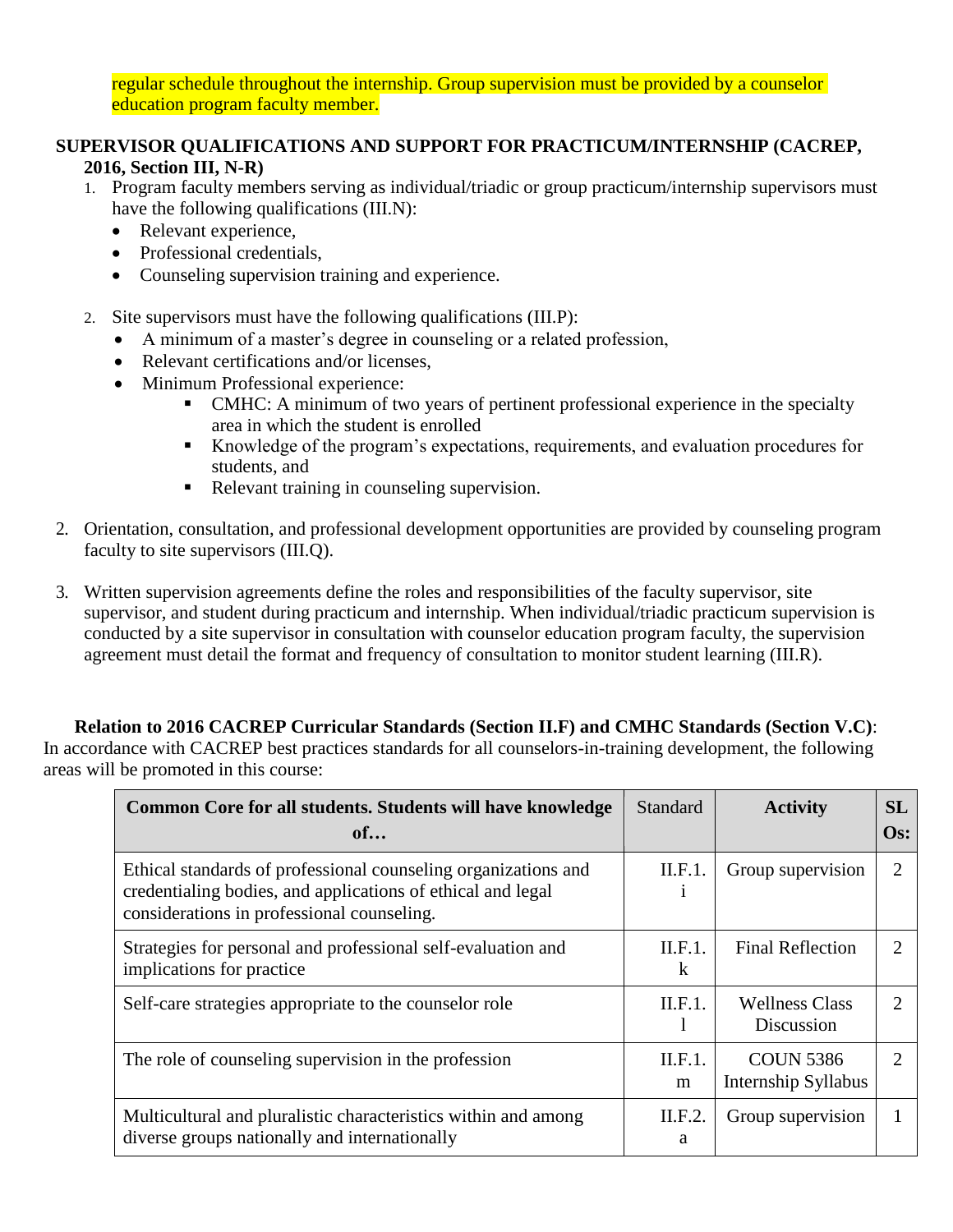regular schedule throughout the internship. Group supervision must be provided by a counselor education program faculty member.

**SUPERVISOR QUALIFICATIONS AND SUPPORT FOR PRACTICUM/INTERNSHIP (CACREP, 2016, Section III, N-R)**

1. Program faculty members serving as individual/triadic or group practicum/internship supervisors must have the following qualifications (III.N):
   - Relevant experience,
   - Professional credentials,
   - Counseling supervision training and experience.

2. Site supervisors must have the following qualifications (III.P):
   - A minimum of a master's degree in counseling or a related profession,
   - Relevant certifications and/or licenses,
   - Minimum Professional experience:
     - CMHC: A minimum of two years of pertinent professional experience in the specialty area in which the student is enrolled
     - Knowledge of the program's expectations, requirements, and evaluation procedures for students, and
     - Relevant training in counseling supervision.

2. Orientation, consultation, and professional development opportunities are provided by counseling program faculty to site supervisors (III.Q).

3. Written supervision agreements define the roles and responsibilities of the faculty supervisor, site supervisor, and student during practicum and internship. When individual/triadic practicum supervision is conducted by a site supervisor in consultation with counselor education program faculty, the supervision agreement must detail the format and frequency of consultation to monitor student learning (III.R).

**Relation to 2016 CACREP Curricular Standards (Section II.F) and CMHC Standards (Section V.C)**: In accordance with CACREP best practices standards for all counselors-in-training development, the following areas will be promoted in this course:

| Common Core for all students. Students will have knowledge of… | Standard | Activity | SLOs: |
|---|---|---|---|
| Ethical standards of professional counseling organizations and credentialing bodies, and applications of ethical and legal considerations in professional counseling. | II.F.1.i | Group supervision | 2 |
| Strategies for personal and professional self-evaluation and implications for practice | II.F.1.k | Final Reflection | 2 |
| Self-care strategies appropriate to the counselor role | II.F.1.l | Wellness Class Discussion | 2 |
| The role of counseling supervision in the profession | II.F.1.m | COUN 5386 Internship Syllabus | 2 |
| Multicultural and pluralistic characteristics within and among diverse groups nationally and internationally | II.F.2.a | Group supervision | 1 |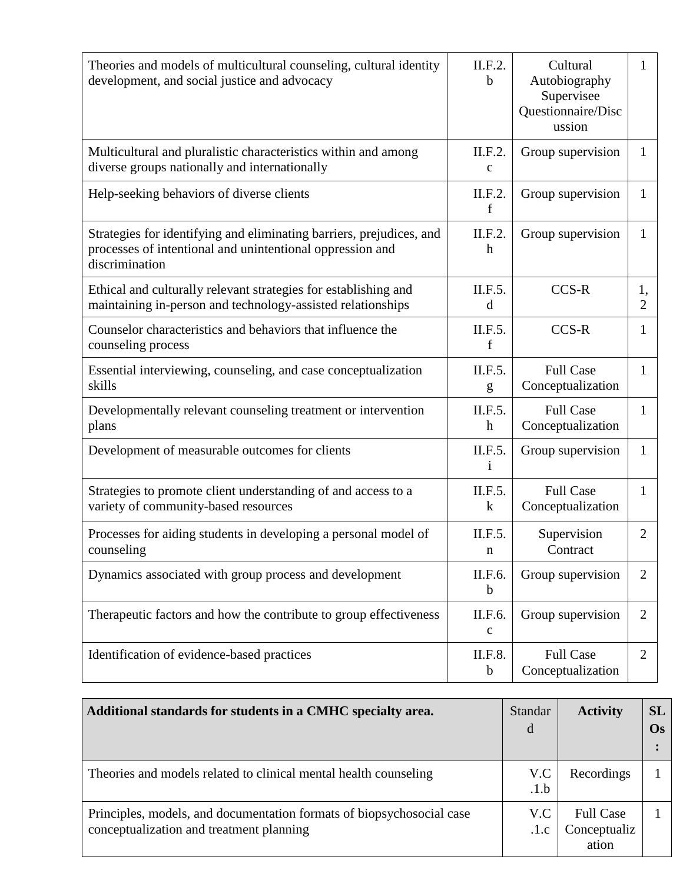| | | | |
|---|---|---|---|
| Theories and models of multicultural counseling, cultural identity development, and social justice and advocacy | II.F.2.b | Cultural Autobiography Supervisee Questionnaire/Discussion | 1 |
| Multicultural and pluralistic characteristics within and among diverse groups nationally and internationally | II.F.2.c | Group supervision | 1 |
| Help-seeking behaviors of diverse clients | II.F.2.f | Group supervision | 1 |
| Strategies for identifying and eliminating barriers, prejudices, and processes of intentional and unintentional oppression and discrimination | II.F.2.h | Group supervision | 1 |
| Ethical and culturally relevant strategies for establishing and maintaining in-person and technology-assisted relationships | II.F.5.d | CCS-R | 1, 2 |
| Counselor characteristics and behaviors that influence the counseling process | II.F.5.f | CCS-R | 1 |
| Essential interviewing, counseling, and case conceptualization skills | II.F.5.g | Full Case Conceptualization | 1 |
| Developmentally relevant counseling treatment or intervention plans | II.F.5.h | Full Case Conceptualization | 1 |
| Development of measurable outcomes for clients | II.F.5.i | Group supervision | 1 |
| Strategies to promote client understanding of and access to a variety of community-based resources | II.F.5.k | Full Case Conceptualization | 1 |
| Processes for aiding students in developing a personal model of counseling | II.F.5.n | Supervision Contract | 2 |
| Dynamics associated with group process and development | II.F.6.b | Group supervision | 2 |
| Therapeutic factors and how the contribute to group effectiveness | II.F.6.c | Group supervision | 2 |
| Identification of evidence-based practices | II.F.8.b | Full Case Conceptualization | 2 |

| **Additional standards for students in a CMHC specialty area.** | Standard | **Activity** | **SLOs:** |
|---|---|---|---|
| Theories and models related to clinical mental health counseling | V.C.1.b | Recordings | 1 |
| Principles, models, and documentation formats of biopsychosocial case conceptualization and treatment planning | V.C.1.c | Full Case Conceptualization | 1 |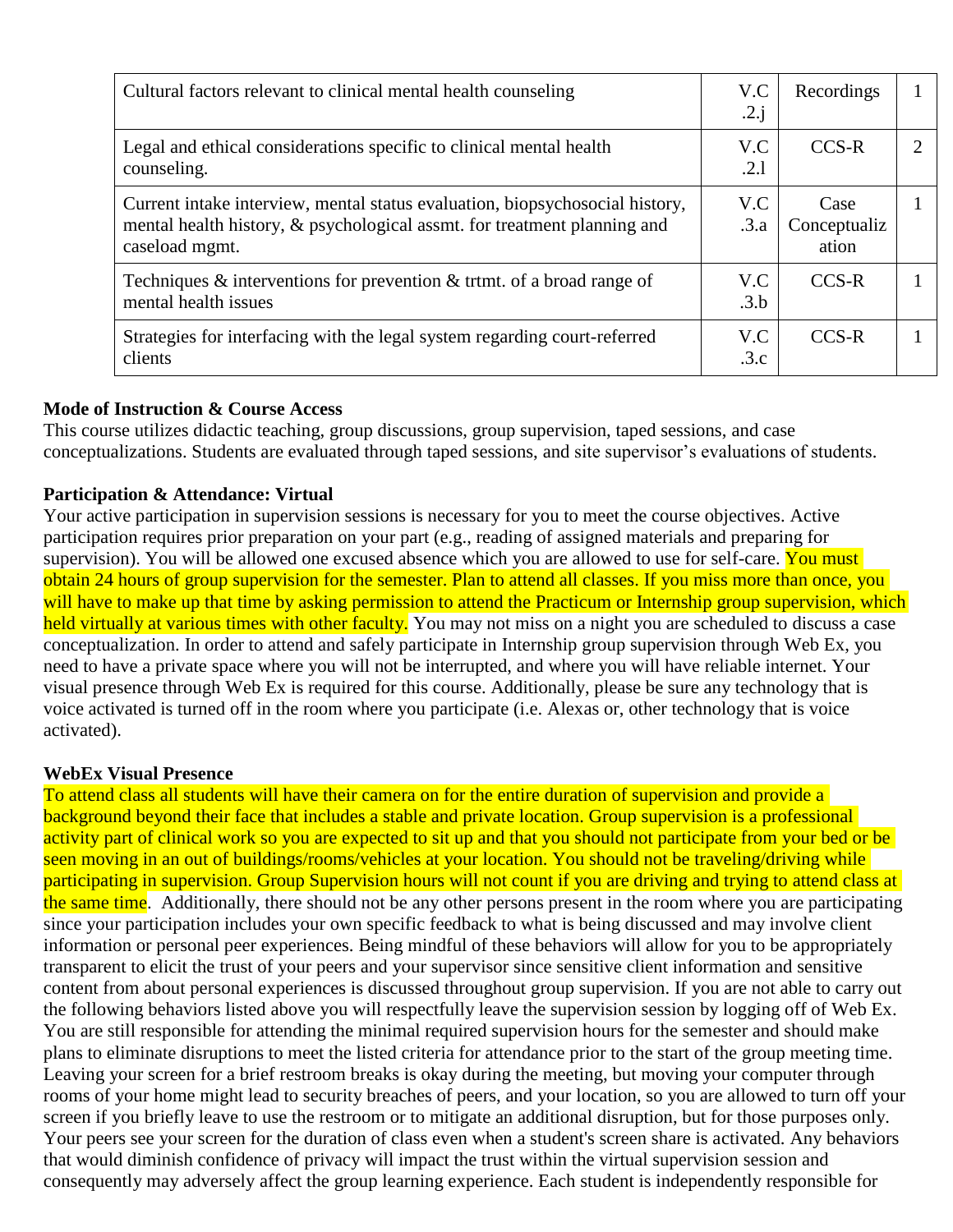| | | | |
|---|---|---|---|
| Cultural factors relevant to clinical mental health counseling | V.C.2.j | Recordings | 1 |
| Legal and ethical considerations specific to clinical mental health counseling. | V.C.2.l | CCS-R | 2 |
| Current intake interview, mental status evaluation, biopsychosocial history, mental health history, & psychological assmt. for treatment planning and caseload mgmt. | V.C.3.a | Case Conceptualization | 1 |
| Techniques & interventions for prevention & trtmt. of a broad range of mental health issues | V.C.3.b | CCS-R | 1 |
| Strategies for interfacing with the legal system regarding court-referred clients | V.C.3.c | CCS-R | 1 |

**Mode of Instruction & Course Access**

This course utilizes didactic teaching, group discussions, group supervision, taped sessions, and case conceptualizations. Students are evaluated through taped sessions, and site supervisor's evaluations of students.

**Participation & Attendance: Virtual**

Your active participation in supervision sessions is necessary for you to meet the course objectives. Active participation requires prior preparation on your part (e.g., reading of assigned materials and preparing for supervision). You will be allowed one excused absence which you are allowed to use for self-care. You must obtain 24 hours of group supervision for the semester. Plan to attend all classes. If you miss more than once, you will have to make up that time by asking permission to attend the Practicum or Internship group supervision, which held virtually at various times with other faculty. You may not miss on a night you are scheduled to discuss a case conceptualization. In order to attend and safely participate in Internship group supervision through Web Ex, you need to have a private space where you will not be interrupted, and where you will have reliable internet. Your visual presence through Web Ex is required for this course. Additionally, please be sure any technology that is voice activated is turned off in the room where you participate (i.e. Alexas or, other technology that is voice activated).

**WebEx Visual Presence**

To attend class all students will have their camera on for the entire duration of supervision and provide a background beyond their face that includes a stable and private location. Group supervision is a professional activity part of clinical work so you are expected to sit up and that you should not participate from your bed or be seen moving in an out of buildings/rooms/vehicles at your location. You should not be traveling/driving while participating in supervision. Group Supervision hours will not count if you are driving and trying to attend class at the same time. Additionally, there should not be any other persons present in the room where you are participating since your participation includes your own specific feedback to what is being discussed and may involve client information or personal peer experiences. Being mindful of these behaviors will allow for you to be appropriately transparent to elicit the trust of your peers and your supervisor since sensitive client information and sensitive content from about personal experiences is discussed throughout group supervision. If you are not able to carry out the following behaviors listed above you will respectfully leave the supervision session by logging off of Web Ex. You are still responsible for attending the minimal required supervision hours for the semester and should make plans to eliminate disruptions to meet the listed criteria for attendance prior to the start of the group meeting time. Leaving your screen for a brief restroom breaks is okay during the meeting, but moving your computer through rooms of your home might lead to security breaches of peers, and your location, so you are allowed to turn off your screen if you briefly leave to use the restroom or to mitigate an additional disruption, but for those purposes only. Your peers see your screen for the duration of class even when a student's screen share is activated. Any behaviors that would diminish confidence of privacy will impact the trust within the virtual supervision session and consequently may adversely affect the group learning experience. Each student is independently responsible for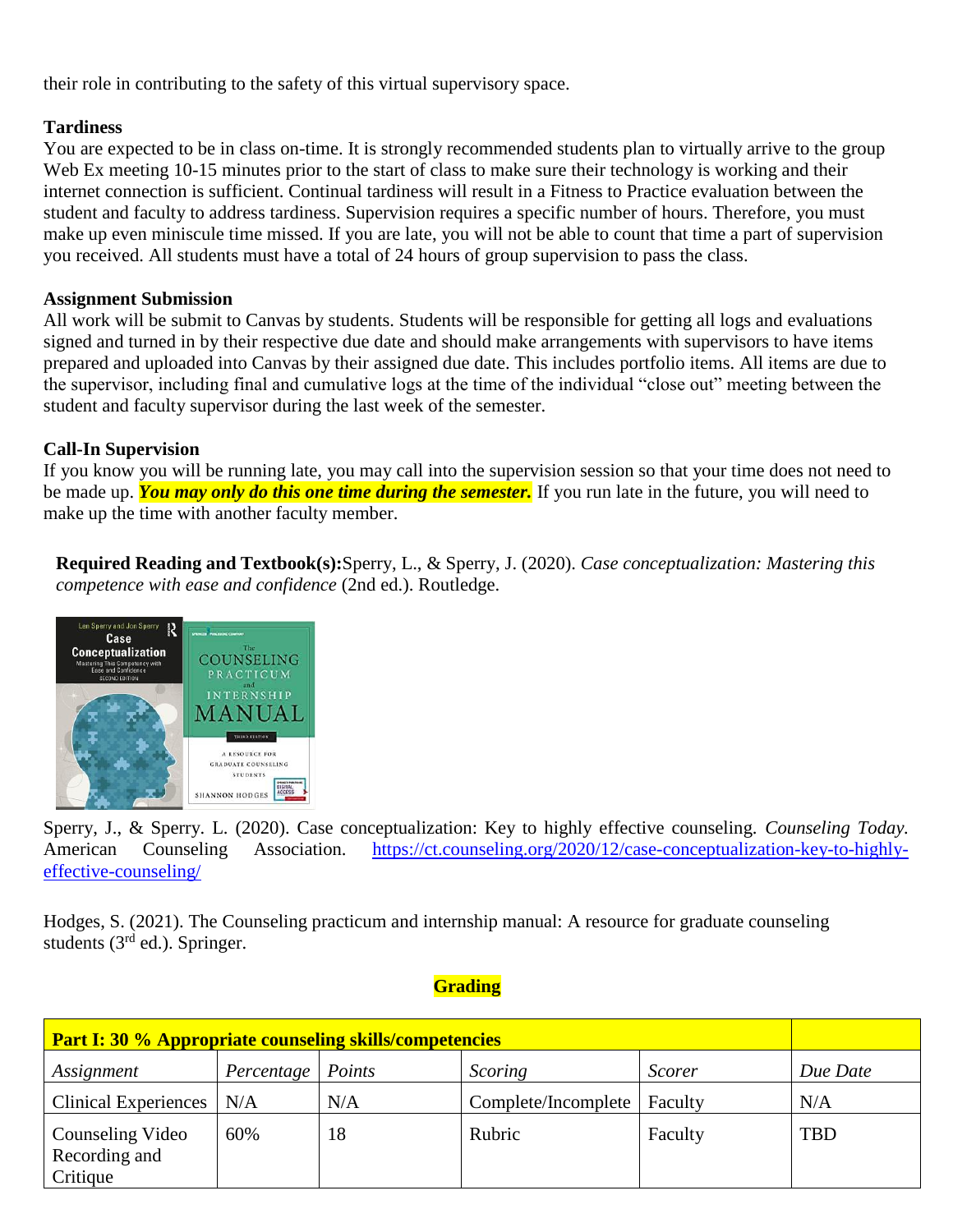their role in contributing to the safety of this virtual supervisory space.

**Tardiness**

You are expected to be in class on-time. It is strongly recommended students plan to virtually arrive to the group Web Ex meeting 10-15 minutes prior to the start of class to make sure their technology is working and their internet connection is sufficient. Continual tardiness will result in a Fitness to Practice evaluation between the student and faculty to address tardiness. Supervision requires a specific number of hours. Therefore, you must make up even miniscule time missed. If you are late, you will not be able to count that time a part of supervision you received. All students must have a total of 24 hours of group supervision to pass the class.

**Assignment Submission**

All work will be submit to Canvas by students. Students will be responsible for getting all logs and evaluations signed and turned in by their respective due date and should make arrangements with supervisors to have items prepared and uploaded into Canvas by their assigned due date. This includes portfolio items. All items are due to the supervisor, including final and cumulative logs at the time of the individual "close out" meeting between the student and faculty supervisor during the last week of the semester.

**Call-In Supervision**

If you know you will be running late, you may call into the supervision session so that your time does not need to be made up. ***You may only do this one time during the semester.*** If you run late in the future, you will need to make up the time with another faculty member.

**Required Reading and Textbook(s):** Sperry, L., & Sperry, J. (2020). *Case conceptualization: Mastering this competence with ease and confidence* (2nd ed.). Routledge.

Sperry, J., & Sperry. L. (2020). Case conceptualization: Key to highly effective counseling. *Counseling Today.* American Counseling Association. https://ct.counseling.org/2020/12/case-conceptualization-key-to-highly-effective-counseling/

Hodges, S. (2021). The Counseling practicum and internship manual: A resource for graduate counseling students (3rd ed.). Springer.

**Grading**

| **Part I: 30 % Appropriate counseling skills/competencies** | | | | | |
|---|---|---|---|---|---|
| *Assignment* | *Percentage* | *Points* | *Scoring* | *Scorer* | *Due Date* |
| Clinical Experiences | N/A | N/A | Complete/Incomplete | Faculty | N/A |
| Counseling Video Recording and Critique | 60% | 18 | Rubric | Faculty | TBD |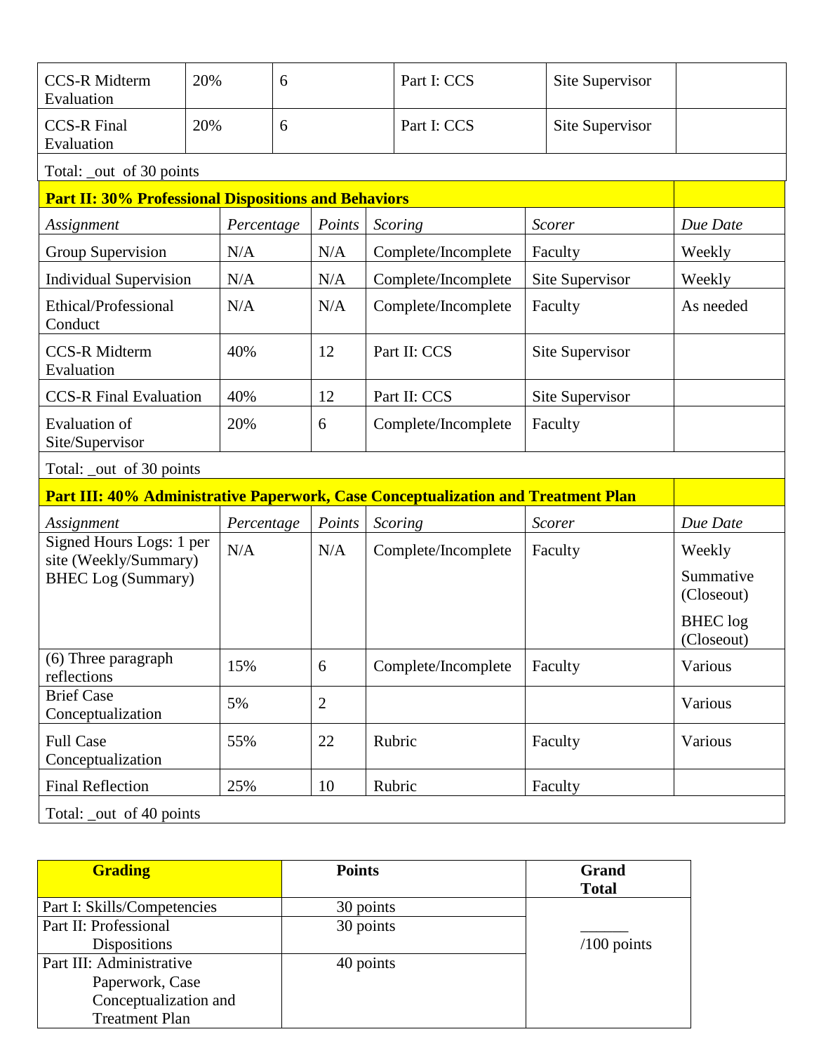| | | | | | |
|---|---|---|---|---|---|
| CCS-R Midterm Evaluation | 20% | 6 | Part I: CCS | Site Supervisor | |
| CCS-R Final Evaluation | 20% | 6 | Part I: CCS | Site Supervisor | |
| Total: _out of 30 points | | | | | |

| **Part II: 30% Professional Dispositions and Behaviors** | | | | | |
|---|---|---|---|---|---|
| *Assignment* | *Percentage* | *Points* | *Scoring* | *Scorer* | *Due Date* |
| Group Supervision | N/A | N/A | Complete/Incomplete | Faculty | Weekly |
| Individual Supervision | N/A | N/A | Complete/Incomplete | Site Supervisor | Weekly |
| Ethical/Professional Conduct | N/A | N/A | Complete/Incomplete | Faculty | As needed |
| CCS-R Midterm Evaluation | 40% | 12 | Part II: CCS | Site Supervisor | |
| CCS-R Final Evaluation | 40% | 12 | Part II: CCS | Site Supervisor | |
| Evaluation of Site/Supervisor | 20% | 6 | Complete/Incomplete | Faculty | |
| Total: _out of 30 points | | | | | |

| **Part III: 40% Administrative Paperwork, Case Conceptualization and Treatment Plan** | | | | | |
|---|---|---|---|---|---|
| *Assignment* | *Percentage* | *Points* | *Scoring* | *Scorer* | *Due Date* |
| Signed Hours Logs: 1 per site (Weekly/Summary) BHEC Log (Summary) | N/A | N/A | Complete/Incomplete | Faculty | Weekly<br>Summative (Closeout)<br>BHEC log (Closeout) |
| (6) Three paragraph reflections | 15% | 6 | Complete/Incomplete | Faculty | Various |
| Brief Case Conceptualization | 5% | 2 | | | Various |
| Full Case Conceptualization | 55% | 22 | Rubric | Faculty | Various |
| Final Reflection | 25% | 10 | Rubric | Faculty | |
| Total: _out of 40 points | | | | | |

| **Grading** | **Points** | **Grand Total** |
|---|---|---|
| Part I: Skills/Competencies | 30 points | ______ /100 points |
| Part II: Professional Dispositions | 30 points | |
| Part III: Administrative Paperwork, Case Conceptualization and Treatment Plan | 40 points | |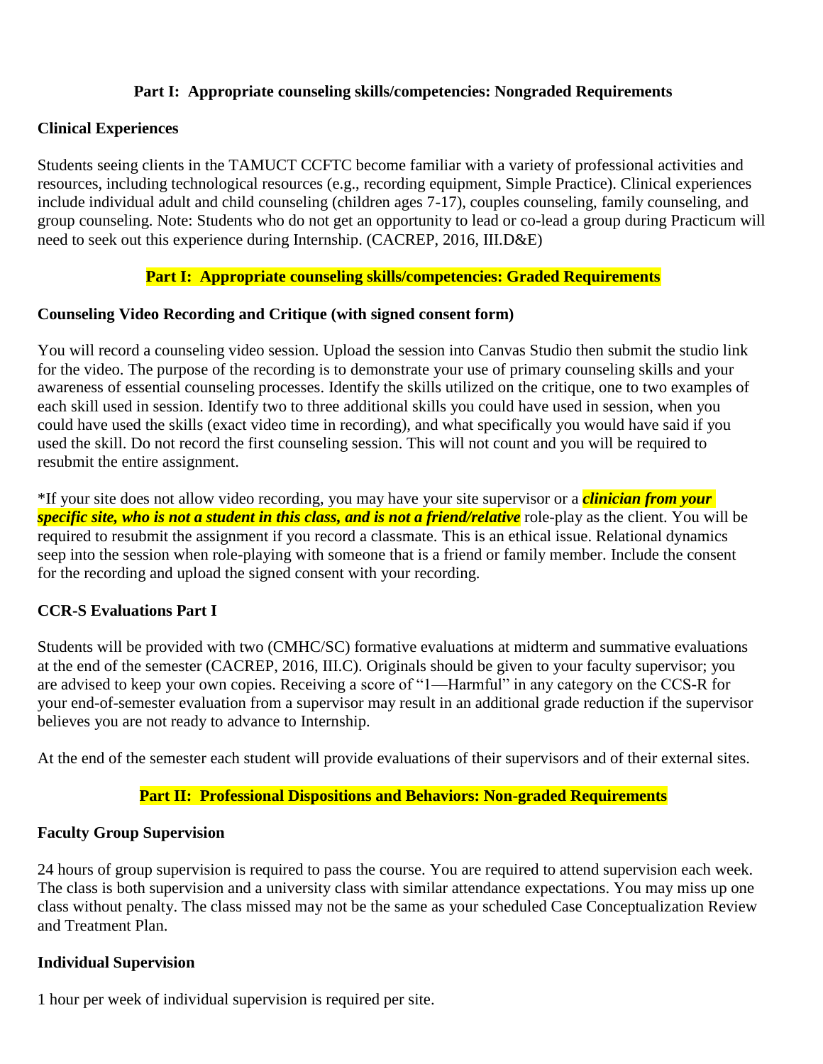## Part I: Appropriate counseling skills/competencies: Nongraded Requirements

### Clinical Experiences

Students seeing clients in the TAMUCT CCFTC become familiar with a variety of professional activities and resources, including technological resources (e.g., recording equipment, Simple Practice). Clinical experiences include individual adult and child counseling (children ages 7-17), couples counseling, family counseling, and group counseling. Note: Students who do not get an opportunity to lead or co-lead a group during Practicum will need to seek out this experience during Internship. (CACREP, 2016, III.D&E)

## Part I: Appropriate counseling skills/competencies: Graded Requirements

### Counseling Video Recording and Critique (with signed consent form)

You will record a counseling video session. Upload the session into Canvas Studio then submit the studio link for the video. The purpose of the recording is to demonstrate your use of primary counseling skills and your awareness of essential counseling processes. Identify the skills utilized on the critique, one to two examples of each skill used in session. Identify two to three additional skills you could have used in session, when you could have used the skills (exact video time in recording), and what specifically you would have said if you used the skill. Do not record the first counseling session. This will not count and you will be required to resubmit the entire assignment.

*If your site does not allow video recording, you may have your site supervisor or a ***clinician from your specific site, who is not a student in this class, and is not a friend/relative*** role-play as the client. You will be required to resubmit the assignment if you record a classmate. This is an ethical issue. Relational dynamics seep into the session when role-playing with someone that is a friend or family member. Include the consent for the recording and upload the signed consent with your recording.

### CCR-S Evaluations Part I

Students will be provided with two (CMHC/SC) formative evaluations at midterm and summative evaluations at the end of the semester (CACREP, 2016, III.C). Originals should be given to your faculty supervisor; you are advised to keep your own copies. Receiving a score of "1—Harmful" in any category on the CCS-R for your end-of-semester evaluation from a supervisor may result in an additional grade reduction if the supervisor believes you are not ready to advance to Internship.

At the end of the semester each student will provide evaluations of their supervisors and of their external sites.

## Part II: Professional Dispositions and Behaviors: Non-graded Requirements

### Faculty Group Supervision

24 hours of group supervision is required to pass the course. You are required to attend supervision each week. The class is both supervision and a university class with similar attendance expectations. You may miss up one class without penalty. The class missed may not be the same as your scheduled Case Conceptualization Review and Treatment Plan.

### Individual Supervision

1 hour per week of individual supervision is required per site.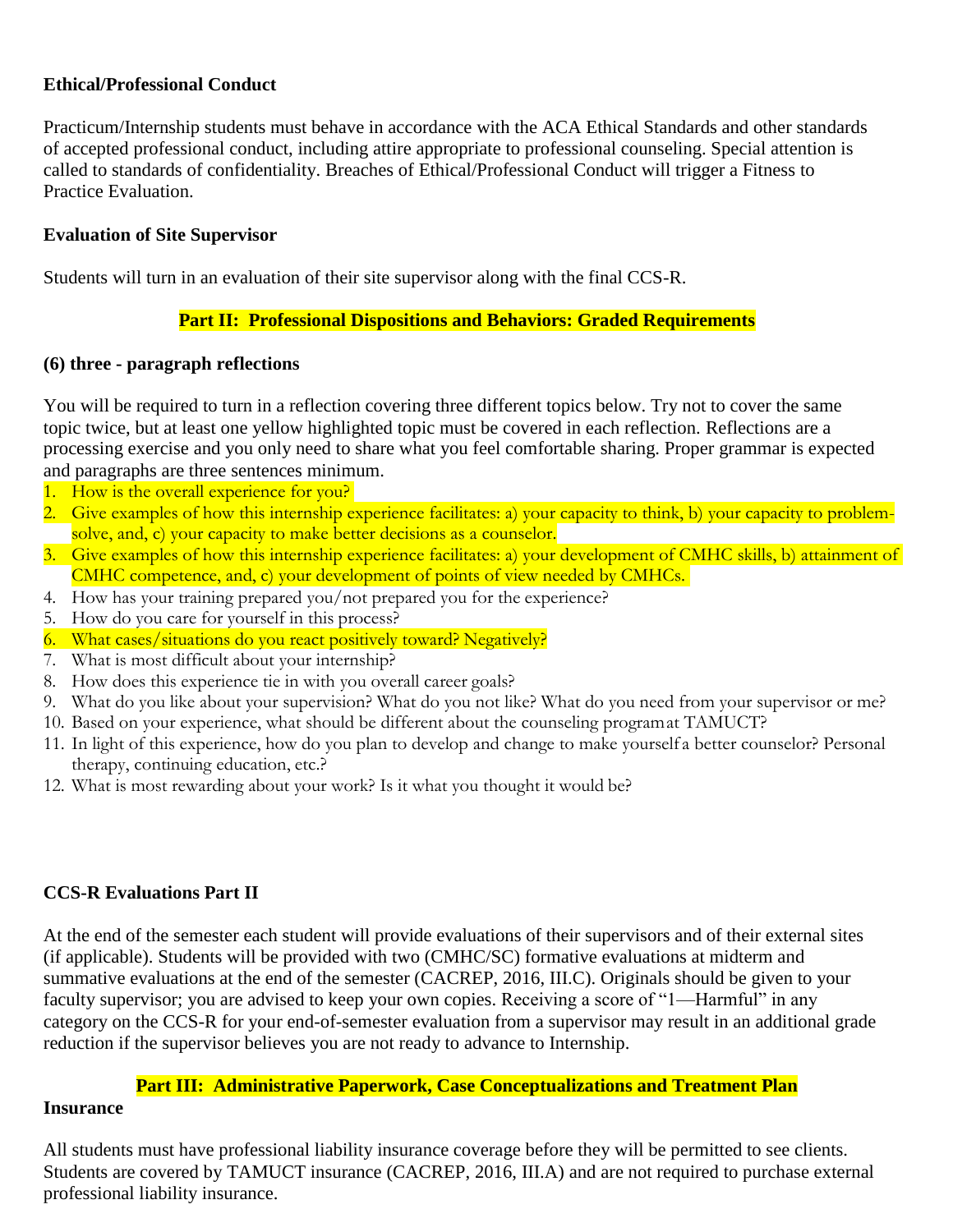**Ethical/Professional Conduct**

Practicum/Internship students must behave in accordance with the ACA Ethical Standards and other standards of accepted professional conduct, including attire appropriate to professional counseling. Special attention is called to standards of confidentiality. Breaches of Ethical/Professional Conduct will trigger a Fitness to Practice Evaluation.

**Evaluation of Site Supervisor**

Students will turn in an evaluation of their site supervisor along with the final CCS-R.

## Part II: Professional Dispositions and Behaviors: Graded Requirements

**(6) three - paragraph reflections**

You will be required to turn in a reflection covering three different topics below. Try not to cover the same topic twice, but at least one yellow highlighted topic must be covered in each reflection. Reflections are a processing exercise and you only need to share what you feel comfortable sharing. Proper grammar is expected and paragraphs are three sentences minimum.

1. How is the overall experience for you?
2. Give examples of how this internship experience facilitates: a) your capacity to think, b) your capacity to problem-solve, and, c) your capacity to make better decisions as a counselor.
3. Give examples of how this internship experience facilitates: a) your development of CMHC skills, b) attainment of CMHC competence, and, c) your development of points of view needed by CMHCs.
4. How has your training prepared you/not prepared you for the experience?
5. How do you care for yourself in this process?
6. What cases/situations do you react positively toward? Negatively?
7. What is most difficult about your internship?
8. How does this experience tie in with you overall career goals?
9. What do you like about your supervision? What do you not like? What do you need from your supervisor or me?
10. Based on your experience, what should be different about the counseling program at TAMUCT?
11. In light of this experience, how do you plan to develop and change to make yourself a better counselor? Personal therapy, continuing education, etc.?
12. What is most rewarding about your work? Is it what you thought it would be?

**CCS-R Evaluations Part II**

At the end of the semester each student will provide evaluations of their supervisors and of their external sites (if applicable). Students will be provided with two (CMHC/SC) formative evaluations at midterm and summative evaluations at the end of the semester (CACREP, 2016, III.C). Originals should be given to your faculty supervisor; you are advised to keep your own copies. Receiving a score of "1—Harmful" in any category on the CCS-R for your end-of-semester evaluation from a supervisor may result in an additional grade reduction if the supervisor believes you are not ready to advance to Internship.

## Part III: Administrative Paperwork, Case Conceptualizations and Treatment Plan

**Insurance**

All students must have professional liability insurance coverage before they will be permitted to see clients. Students are covered by TAMUCT insurance (CACREP, 2016, III.A) and are not required to purchase external professional liability insurance.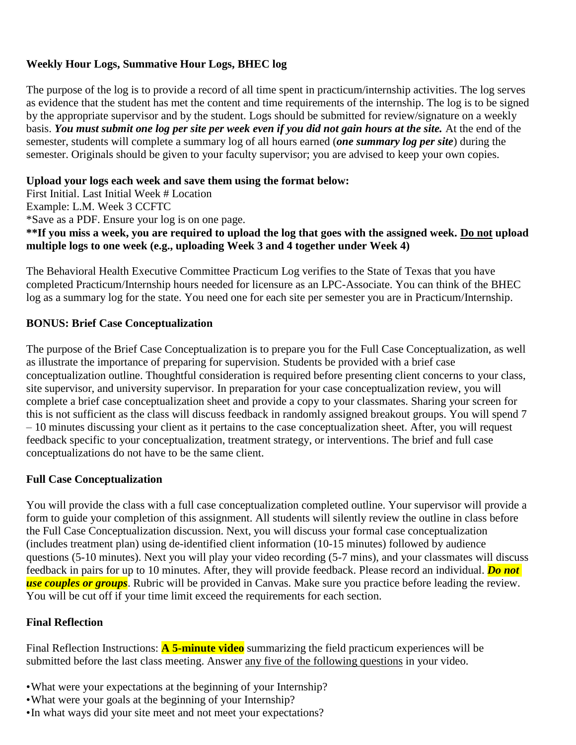**Weekly Hour Logs, Summative Hour Logs, BHEC log**

The purpose of the log is to provide a record of all time spent in practicum/internship activities. The log serves as evidence that the student has met the content and time requirements of the internship. The log is to be signed by the appropriate supervisor and by the student. Logs should be submitted for review/signature on a weekly basis. ***You must submit one log per site per week even if you did not gain hours at the site.*** At the end of the semester, students will complete a summary log of all hours earned (***one summary log per site***) during the semester. Originals should be given to your faculty supervisor; you are advised to keep your own copies.

**Upload your logs each week and save them using the format below:**
First Initial. Last Initial Week # Location
Example: L.M. Week 3 CCFTC
*Save as a PDF. Ensure your log is on one page.
****If you miss a week, you are required to upload the log that goes with the assigned week. <u>Do not</u> upload multiple logs to one week (e.g., uploading Week 3 and 4 together under Week 4)**

The Behavioral Health Executive Committee Practicum Log verifies to the State of Texas that you have completed Practicum/Internship hours needed for licensure as an LPC-Associate. You can think of the BHEC log as a summary log for the state. You need one for each site per semester you are in Practicum/Internship.

**BONUS: Brief Case Conceptualization**

The purpose of the Brief Case Conceptualization is to prepare you for the Full Case Conceptualization, as well as illustrate the importance of preparing for supervision. Students be provided with a brief case conceptualization outline. Thoughtful consideration is required before presenting client concerns to your class, site supervisor, and university supervisor. In preparation for your case conceptualization review, you will complete a brief case conceptualization sheet and provide a copy to your classmates. Sharing your screen for this is not sufficient as the class will discuss feedback in randomly assigned breakout groups. You will spend 7 – 10 minutes discussing your client as it pertains to the case conceptualization sheet. After, you will request feedback specific to your conceptualization, treatment strategy, or interventions. The brief and full case conceptualizations do not have to be the same client.

**Full Case Conceptualization**

You will provide the class with a full case conceptualization completed outline. Your supervisor will provide a form to guide your completion of this assignment. All students will silently review the outline in class before the Full Case Conceptualization discussion. Next, you will discuss your formal case conceptualization (includes treatment plan) using de-identified client information (10-15 minutes) followed by audience questions (5-10 minutes). Next you will play your video recording (5-7 mins), and your classmates will discuss feedback in pairs for up to 10 minutes. After, they will provide feedback. Please record an individual. ***Do not use couples or groups***. Rubric will be provided in Canvas. Make sure you practice before leading the review. You will be cut off if your time limit exceed the requirements for each section.

**Final Reflection**

Final Reflection Instructions: **A 5-minute video** summarizing the field practicum experiences will be submitted before the last class meeting. Answer <u>any five of the following questions</u> in your video.

- What were your expectations at the beginning of your Internship?
- What were your goals at the beginning of your Internship?
- In what ways did your site meet and not meet your expectations?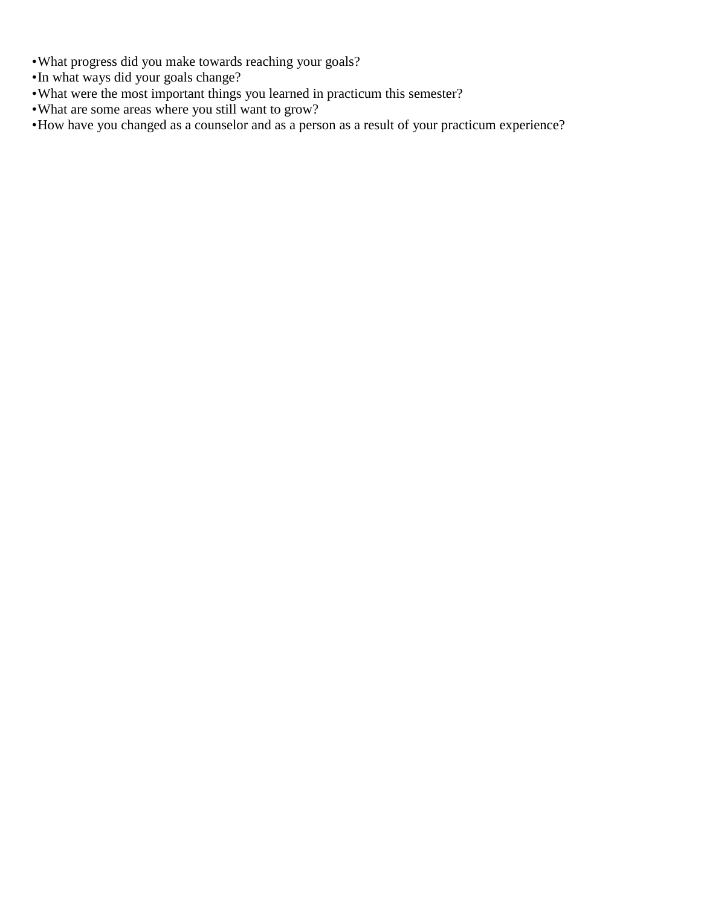- What progress did you make towards reaching your goals?
- In what ways did your goals change?
- What were the most important things you learned in practicum this semester?
- What are some areas where you still want to grow?
- How have you changed as a counselor and as a person as a result of your practicum experience?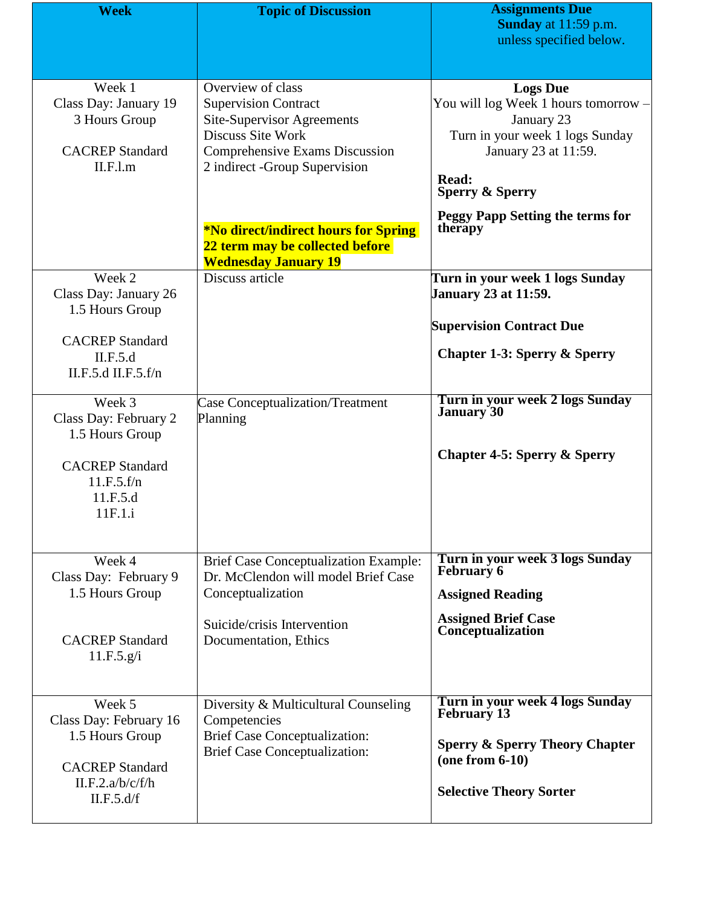| Week | Topic of Discussion | Assignments Due **Sunday** at 11:59 p.m. unless specified below. |
|---|---|---|
| Week 1<br>Class Day: January 19<br>3 Hours Group<br><br>CACREP Standard<br>II.F.l.m | Overview of class<br>Supervision Contract<br>Site-Supervisor Agreements<br>Discuss Site Work<br>Comprehensive Exams Discussion<br>2 indirect -Group Supervision<br><br>**\*No direct/indirect hours for Spring 22 term may be collected before Wednesday January 19** | **Logs Due**<br>You will log Week 1 hours tomorrow – January 23<br>Turn in your week 1 logs Sunday January 23 at 11:59.<br><br>**Read:**<br>**Sperry & Sperry**<br><br>**Peggy Papp Setting the terms for therapy** |
| Week 2<br>Class Day: January 26<br>1.5 Hours Group<br><br>CACREP Standard<br>II.F.5.d<br>II.F.5.d II.F.5.f/n | Discuss article | **Turn in your week 1 logs Sunday January 23 at 11:59.**<br><br>**Supervision Contract Due**<br><br>**Chapter 1-3: Sperry & Sperry** |
| Week 3<br>Class Day: February 2<br>1.5 Hours Group<br><br>CACREP Standard<br>11.F.5.f/n<br>11.F.5.d<br>11F.1.i | Case Conceptualization/Treatment Planning | **Turn in your week 2 logs Sunday January 30**<br><br>**Chapter 4-5: Sperry & Sperry** |
| Week 4<br>Class Day: February 9<br>1.5 Hours Group<br><br>CACREP Standard<br>11.F.5.g/i | Brief Case Conceptualization Example: Dr. McClendon will model Brief Case Conceptualization<br><br>Suicide/crisis Intervention Documentation, Ethics | **Turn in your week 3 logs Sunday February 6**<br><br>**Assigned Reading**<br><br>**Assigned Brief Case Conceptualization** |
| Week 5<br>Class Day: February 16<br>1.5 Hours Group<br><br>CACREP Standard<br>II.F.2.a/b/c/f/h<br>II.F.5.d/f | Diversity & Multicultural Counseling Competencies<br>Brief Case Conceptualization:<br>Brief Case Conceptualization: | **Turn in your week 4 logs Sunday February 13**<br><br>**Sperry & Sperry Theory Chapter (one from 6-10)**<br><br>**Selective Theory Sorter** |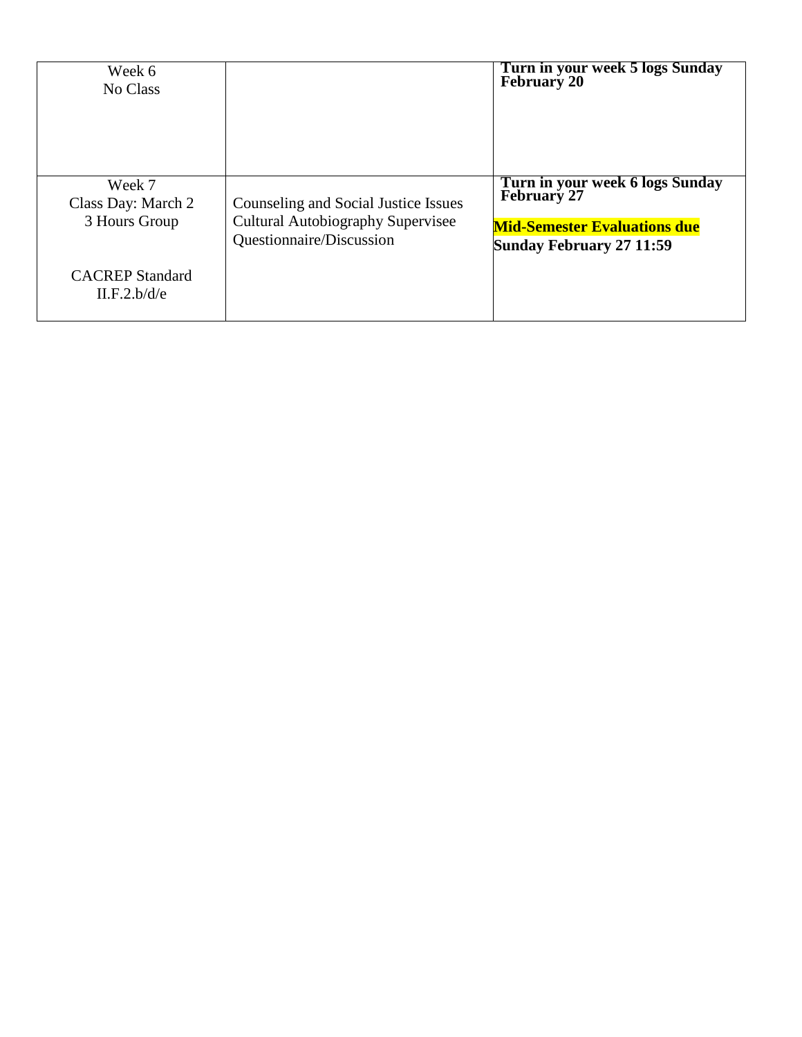| Week 6<br>No Class | | **Turn in your week 5 logs Sunday February 20** |
|---|---|---|
| Week 7<br>Class Day: March 2<br>3 Hours Group<br><br>CACREP Standard<br>II.F.2.b/d/e | Counseling and Social Justice Issues<br>Cultural Autobiography Supervisee Questionnaire/Discussion | **Turn in your week 6 logs Sunday February 27**<br><br>**Mid-Semester Evaluations due Sunday February 27 11:59** |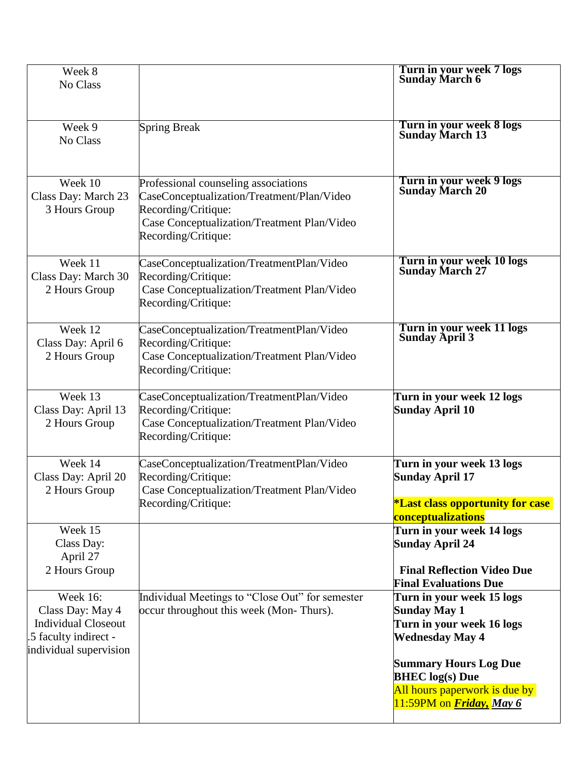| Week 8<br>No Class | | **Turn in your week 7 logs Sunday March 6** |
|---|---|---|
| Week 9<br>No Class | Spring Break | **Turn in your week 8 logs Sunday March 13** |
| Week 10<br>Class Day: March 23<br>3 Hours Group | Professional counseling associations<br>CaseConceptualization/Treatment/Plan/Video Recording/Critique:<br>Case Conceptualization/Treatment Plan/Video Recording/Critique: | **Turn in your week 9 logs Sunday March 20** |
| Week 11<br>Class Day: March 30<br>2 Hours Group | CaseConceptualization/TreatmentPlan/Video Recording/Critique:<br>Case Conceptualization/Treatment Plan/Video Recording/Critique: | **Turn in your week 10 logs Sunday March 27** |
| Week 12<br>Class Day: April 6<br>2 Hours Group | CaseConceptualization/TreatmentPlan/Video Recording/Critique:<br>Case Conceptualization/Treatment Plan/Video Recording/Critique: | **Turn in your week 11 logs Sunday April 3** |
| Week 13<br>Class Day: April 13<br>2 Hours Group | CaseConceptualization/TreatmentPlan/Video Recording/Critique:<br>Case Conceptualization/Treatment Plan/Video Recording/Critique: | **Turn in your week 12 logs Sunday April 10** |
| Week 14<br>Class Day: April 20<br>2 Hours Group | CaseConceptualization/TreatmentPlan/Video Recording/Critique:<br>Case Conceptualization/Treatment Plan/Video Recording/Critique: | **Turn in your week 13 logs Sunday April 17**<br><br>**\*Last class opportunity for case conceptualizations** |
| Week 15<br>Class Day:<br>April 27<br>2 Hours Group | | **Turn in your week 14 logs Sunday April 24**<br><br>**Final Reflection Video Due**<br>**Final Evaluations Due** |
| Week 16:<br>Class Day: May 4<br>Individual Closeout<br>.5 faculty indirect - individual supervision | Individual Meetings to "Close Out" for semester occur throughout this week (Mon- Thurs). | **Turn in your week 15 logs Sunday May 1**<br>**Turn in your week 16 logs Wednesday May 4**<br><br>**Summary Hours Log Due**<br>**BHEC log(s) Due**<br>All hours paperwork is due by 11:59PM on ***Friday,*** ***May 6*** |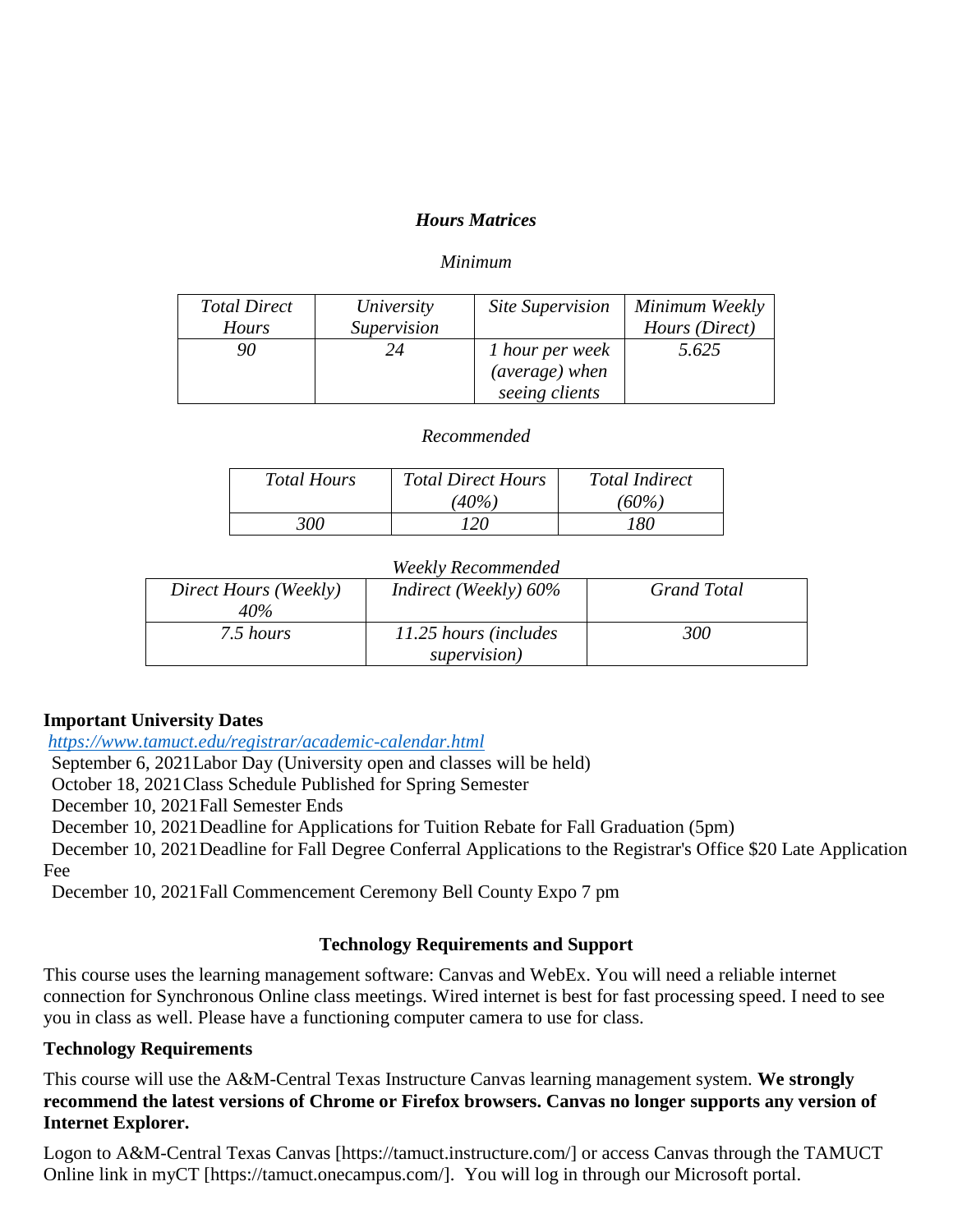***Hours Matrices***

*Minimum*

| *Total Direct Hours* | *University Supervision* | *Site Supervision* | *Minimum Weekly Hours (Direct)* |
|---|---|---|---|
| *90* | *24* | *1 hour per week (average) when seeing clients* | *5.625* |

*Recommended*

| *Total Hours* | *Total Direct Hours (40%)* | *Total Indirect (60%)* |
|---|---|---|
| *300* | *120* | *180* |

*Weekly Recommended*

| *Direct Hours (Weekly) 40%* | *Indirect (Weekly) 60%* | *Grand Total* |
|---|---|---|
| *7.5 hours* | *11.25 hours (includes supervision)* | *300* |

**Important University Dates**

*https://www.tamuct.edu/registrar/academic-calendar.html*

September 6, 2021 Labor Day (University open and classes will be held)
October 18, 2021 Class Schedule Published for Spring Semester
December 10, 2021 Fall Semester Ends
December 10, 2021 Deadline for Applications for Tuition Rebate for Fall Graduation (5pm)
December 10, 2021 Deadline for Fall Degree Conferral Applications to the Registrar's Office $20 Late Application Fee
December 10, 2021 Fall Commencement Ceremony Bell County Expo 7 pm

## Technology Requirements and Support

This course uses the learning management software: Canvas and WebEx. You will need a reliable internet connection for Synchronous Online class meetings. Wired internet is best for fast processing speed. I need to see you in class as well. Please have a functioning computer camera to use for class.

**Technology Requirements**

This course will use the A&M-Central Texas Instructure Canvas learning management system. **We strongly recommend the latest versions of Chrome or Firefox browsers. Canvas no longer supports any version of Internet Explorer.**

Logon to A&M-Central Texas Canvas [https://tamuct.instructure.com/] or access Canvas through the TAMUCT Online link in myCT [https://tamuct.onecampus.com/]. You will log in through our Microsoft portal.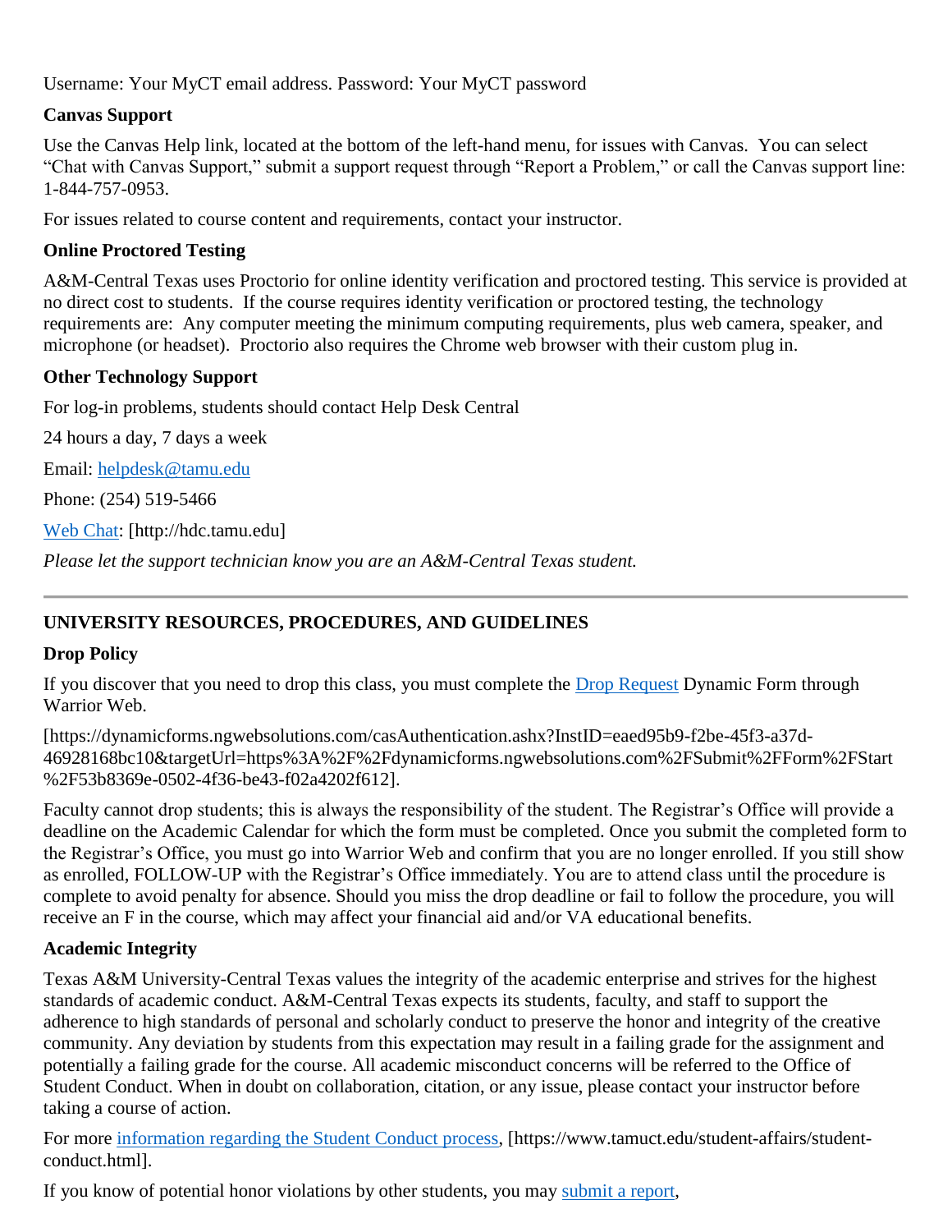Username: Your MyCT email address. Password: Your MyCT password

### Canvas Support

Use the Canvas Help link, located at the bottom of the left-hand menu, for issues with Canvas. You can select "Chat with Canvas Support," submit a support request through "Report a Problem," or call the Canvas support line: 1-844-757-0953.

For issues related to course content and requirements, contact your instructor.

### Online Proctored Testing

A&M-Central Texas uses Proctorio for online identity verification and proctored testing. This service is provided at no direct cost to students. If the course requires identity verification or proctored testing, the technology requirements are: Any computer meeting the minimum computing requirements, plus web camera, speaker, and microphone (or headset). Proctorio also requires the Chrome web browser with their custom plug in.

### Other Technology Support

For log-in problems, students should contact Help Desk Central

24 hours a day, 7 days a week

Email: [helpdesk@tamu.edu](mailto:helpdesk@tamu.edu)

Phone: (254) 519-5466

[Web Chat](http://hdc.tamu.edu): [http://hdc.tamu.edu]

*Please let the support technician know you are an A&M-Central Texas student.*

---

## UNIVERSITY RESOURCES, PROCEDURES, AND GUIDELINES

### Drop Policy

If you discover that you need to drop this class, you must complete the [Drop Request](https://dynamicforms.ngwebsolutions.com/casAuthentication.ashx?InstID=eaed95b9-f2be-45f3-a37d-46928168bc10&targetUrl=https%3A%2F%2Fdynamicforms.ngwebsolutions.com%2FSubmit%2FForm%2FStart%2F53b8369e-0502-4f36-be43-f02a4202f612) Dynamic Form through Warrior Web.

[https://dynamicforms.ngwebsolutions.com/casAuthentication.ashx?InstID=eaed95b9-f2be-45f3-a37d-46928168bc10&targetUrl=https%3A%2F%2Fdynamicforms.ngwebsolutions.com%2FSubmit%2FForm%2FStart%2F53b8369e-0502-4f36-be43-f02a4202f612].

Faculty cannot drop students; this is always the responsibility of the student. The Registrar's Office will provide a deadline on the Academic Calendar for which the form must be completed. Once you submit the completed form to the Registrar's Office, you must go into Warrior Web and confirm that you are no longer enrolled. If you still show as enrolled, FOLLOW-UP with the Registrar's Office immediately. You are to attend class until the procedure is complete to avoid penalty for absence. Should you miss the drop deadline or fail to follow the procedure, you will receive an F in the course, which may affect your financial aid and/or VA educational benefits.

### Academic Integrity

Texas A&M University-Central Texas values the integrity of the academic enterprise and strives for the highest standards of academic conduct. A&M-Central Texas expects its students, faculty, and staff to support the adherence to high standards of personal and scholarly conduct to preserve the honor and integrity of the creative community. Any deviation by students from this expectation may result in a failing grade for the assignment and potentially a failing grade for the course. All academic misconduct concerns will be referred to the Office of Student Conduct. When in doubt on collaboration, citation, or any issue, please contact your instructor before taking a course of action.

For more [information regarding the Student Conduct process](https://www.tamuct.edu/student-affairs/student-conduct.html), [https://www.tamuct.edu/student-affairs/student-conduct.html].

If you know of potential honor violations by other students, you may submit a report,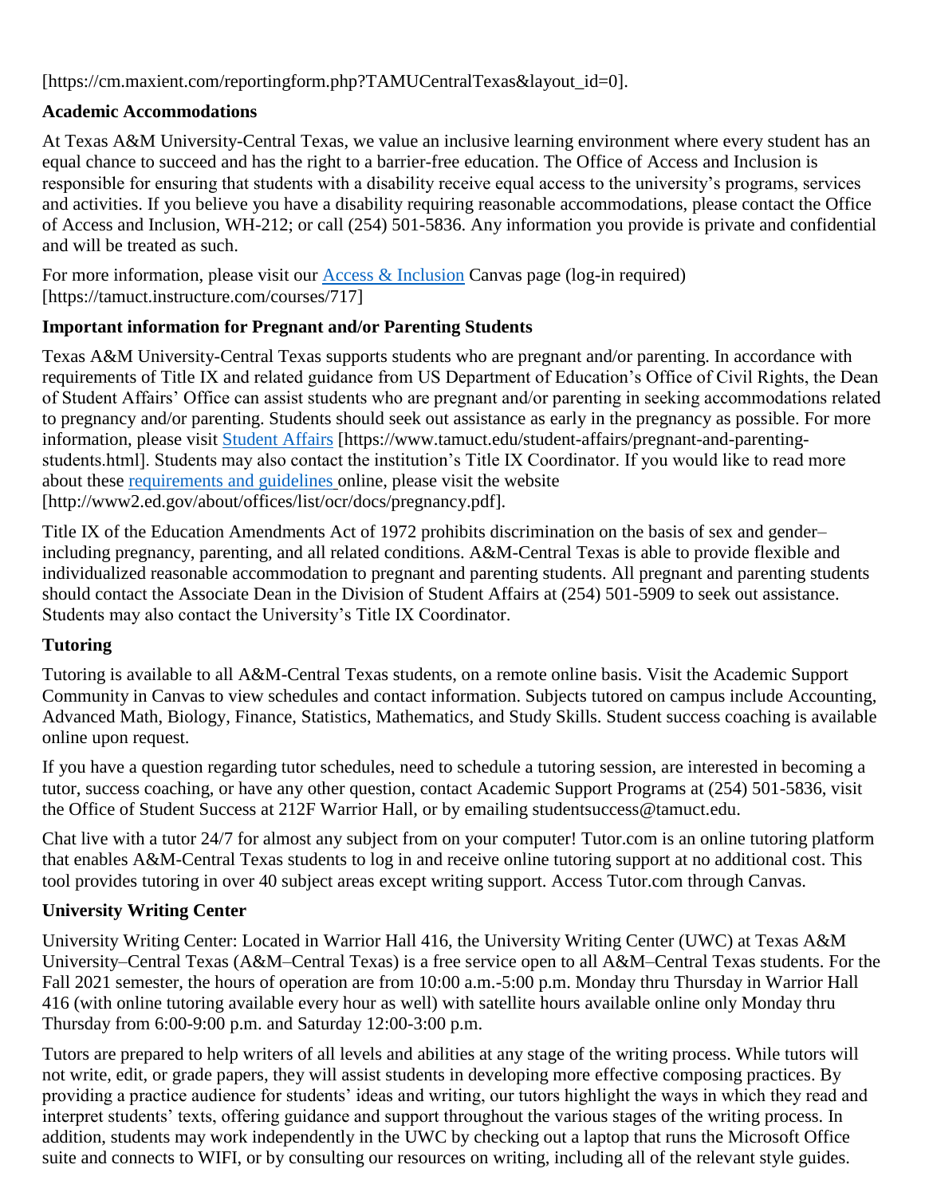[https://cm.maxient.com/reportingform.php?TAMUCentralTexas&layout_id=0].

### Academic Accommodations

At Texas A&M University-Central Texas, we value an inclusive learning environment where every student has an equal chance to succeed and has the right to a barrier-free education. The Office of Access and Inclusion is responsible for ensuring that students with a disability receive equal access to the university's programs, services and activities. If you believe you have a disability requiring reasonable accommodations, please contact the Office of Access and Inclusion, WH-212; or call (254) 501-5836. Any information you provide is private and confidential and will be treated as such.

For more information, please visit our Access & Inclusion Canvas page (log-in required) [https://tamuct.instructure.com/courses/717]

### Important information for Pregnant and/or Parenting Students

Texas A&M University-Central Texas supports students who are pregnant and/or parenting. In accordance with requirements of Title IX and related guidance from US Department of Education's Office of Civil Rights, the Dean of Student Affairs' Office can assist students who are pregnant and/or parenting in seeking accommodations related to pregnancy and/or parenting. Students should seek out assistance as early in the pregnancy as possible. For more information, please visit Student Affairs [https://www.tamuct.edu/student-affairs/pregnant-and-parenting-students.html]. Students may also contact the institution's Title IX Coordinator. If you would like to read more about these requirements and guidelines online, please visit the website [http://www2.ed.gov/about/offices/list/ocr/docs/pregnancy.pdf].

Title IX of the Education Amendments Act of 1972 prohibits discrimination on the basis of sex and gender–including pregnancy, parenting, and all related conditions. A&M-Central Texas is able to provide flexible and individualized reasonable accommodation to pregnant and parenting students. All pregnant and parenting students should contact the Associate Dean in the Division of Student Affairs at (254) 501-5909 to seek out assistance. Students may also contact the University's Title IX Coordinator.

### Tutoring

Tutoring is available to all A&M-Central Texas students, on a remote online basis. Visit the Academic Support Community in Canvas to view schedules and contact information. Subjects tutored on campus include Accounting, Advanced Math, Biology, Finance, Statistics, Mathematics, and Study Skills. Student success coaching is available online upon request.

If you have a question regarding tutor schedules, need to schedule a tutoring session, are interested in becoming a tutor, success coaching, or have any other question, contact Academic Support Programs at (254) 501-5836, visit the Office of Student Success at 212F Warrior Hall, or by emailing studentsuccess@tamuct.edu.

Chat live with a tutor 24/7 for almost any subject from on your computer! Tutor.com is an online tutoring platform that enables A&M-Central Texas students to log in and receive online tutoring support at no additional cost. This tool provides tutoring in over 40 subject areas except writing support. Access Tutor.com through Canvas.

### University Writing Center

University Writing Center: Located in Warrior Hall 416, the University Writing Center (UWC) at Texas A&M University–Central Texas (A&M–Central Texas) is a free service open to all A&M–Central Texas students. For the Fall 2021 semester, the hours of operation are from 10:00 a.m.-5:00 p.m. Monday thru Thursday in Warrior Hall 416 (with online tutoring available every hour as well) with satellite hours available online only Monday thru Thursday from 6:00-9:00 p.m. and Saturday 12:00-3:00 p.m.

Tutors are prepared to help writers of all levels and abilities at any stage of the writing process. While tutors will not write, edit, or grade papers, they will assist students in developing more effective composing practices. By providing a practice audience for students' ideas and writing, our tutors highlight the ways in which they read and interpret students' texts, offering guidance and support throughout the various stages of the writing process. In addition, students may work independently in the UWC by checking out a laptop that runs the Microsoft Office suite and connects to WIFI, or by consulting our resources on writing, including all of the relevant style guides.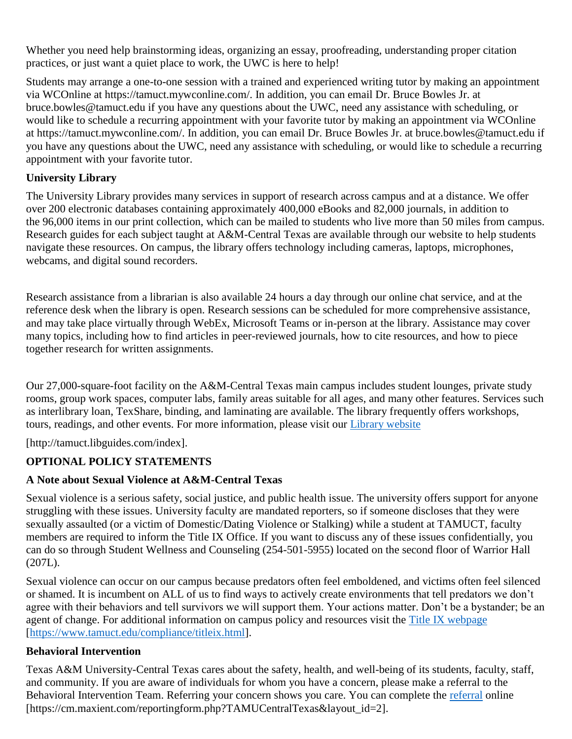Whether you need help brainstorming ideas, organizing an essay, proofreading, understanding proper citation practices, or just want a quiet place to work, the UWC is here to help!

Students may arrange a one-to-one session with a trained and experienced writing tutor by making an appointment via WCOnline at https://tamuct.mywconline.com/. In addition, you can email Dr. Bruce Bowles Jr. at bruce.bowles@tamuct.edu if you have any questions about the UWC, need any assistance with scheduling, or would like to schedule a recurring appointment with your favorite tutor by making an appointment via WCOnline at https://tamuct.mywconline.com/. In addition, you can email Dr. Bruce Bowles Jr. at bruce.bowles@tamuct.edu if you have any questions about the UWC, need any assistance with scheduling, or would like to schedule a recurring appointment with your favorite tutor.

**University Library**

The University Library provides many services in support of research across campus and at a distance. We offer over 200 electronic databases containing approximately 400,000 eBooks and 82,000 journals, in addition to the 96,000 items in our print collection, which can be mailed to students who live more than 50 miles from campus. Research guides for each subject taught at A&M-Central Texas are available through our website to help students navigate these resources. On campus, the library offers technology including cameras, laptops, microphones, webcams, and digital sound recorders.

Research assistance from a librarian is also available 24 hours a day through our online chat service, and at the reference desk when the library is open. Research sessions can be scheduled for more comprehensive assistance, and may take place virtually through WebEx, Microsoft Teams or in-person at the library. Assistance may cover many topics, including how to find articles in peer-reviewed journals, how to cite resources, and how to piece together research for written assignments.

Our 27,000-square-foot facility on the A&M-Central Texas main campus includes student lounges, private study rooms, group work spaces, computer labs, family areas suitable for all ages, and many other features. Services such as interlibrary loan, TexShare, binding, and laminating are available. The library frequently offers workshops, tours, readings, and other events. For more information, please visit our Library website

[http://tamuct.libguides.com/index].

**OPTIONAL POLICY STATEMENTS**

**A Note about Sexual Violence at A&M-Central Texas**

Sexual violence is a serious safety, social justice, and public health issue. The university offers support for anyone struggling with these issues. University faculty are mandated reporters, so if someone discloses that they were sexually assaulted (or a victim of Domestic/Dating Violence or Stalking) while a student at TAMUCT, faculty members are required to inform the Title IX Office. If you want to discuss any of these issues confidentially, you can do so through Student Wellness and Counseling (254-501-5955) located on the second floor of Warrior Hall (207L).

Sexual violence can occur on our campus because predators often feel emboldened, and victims often feel silenced or shamed. It is incumbent on ALL of us to find ways to actively create environments that tell predators we don't agree with their behaviors and tell survivors we will support them. Your actions matter. Don't be a bystander; be an agent of change. For additional information on campus policy and resources visit the Title IX webpage [https://www.tamuct.edu/compliance/titleix.html].

**Behavioral Intervention**

Texas A&M University-Central Texas cares about the safety, health, and well-being of its students, faculty, staff, and community. If you are aware of individuals for whom you have a concern, please make a referral to the Behavioral Intervention Team. Referring your concern shows you care. You can complete the referral online [https://cm.maxient.com/reportingform.php?TAMUCentralTexas&layout_id=2].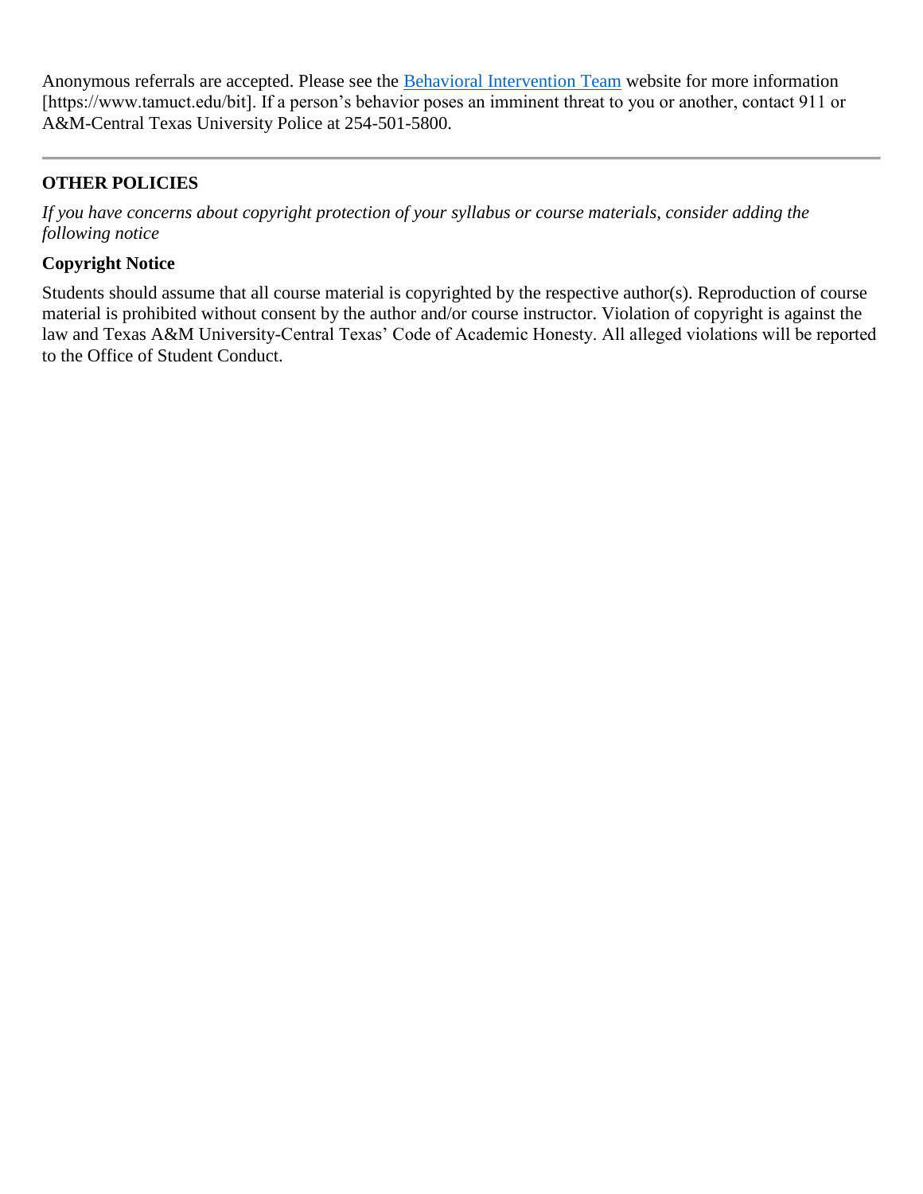Anonymous referrals are accepted. Please see the [Behavioral Intervention Team](https://www.tamuct.edu/bit) website for more information [https://www.tamuct.edu/bit]. If a person's behavior poses an imminent threat to you or another, contact 911 or A&M-Central Texas University Police at 254-501-5800.

---

## OTHER POLICIES

*If you have concerns about copyright protection of your syllabus or course materials, consider adding the following notice*

### Copyright Notice

Students should assume that all course material is copyrighted by the respective author(s). Reproduction of course material is prohibited without consent by the author and/or course instructor. Violation of copyright is against the law and Texas A&M University-Central Texas' Code of Academic Honesty. All alleged violations will be reported to the Office of Student Conduct.